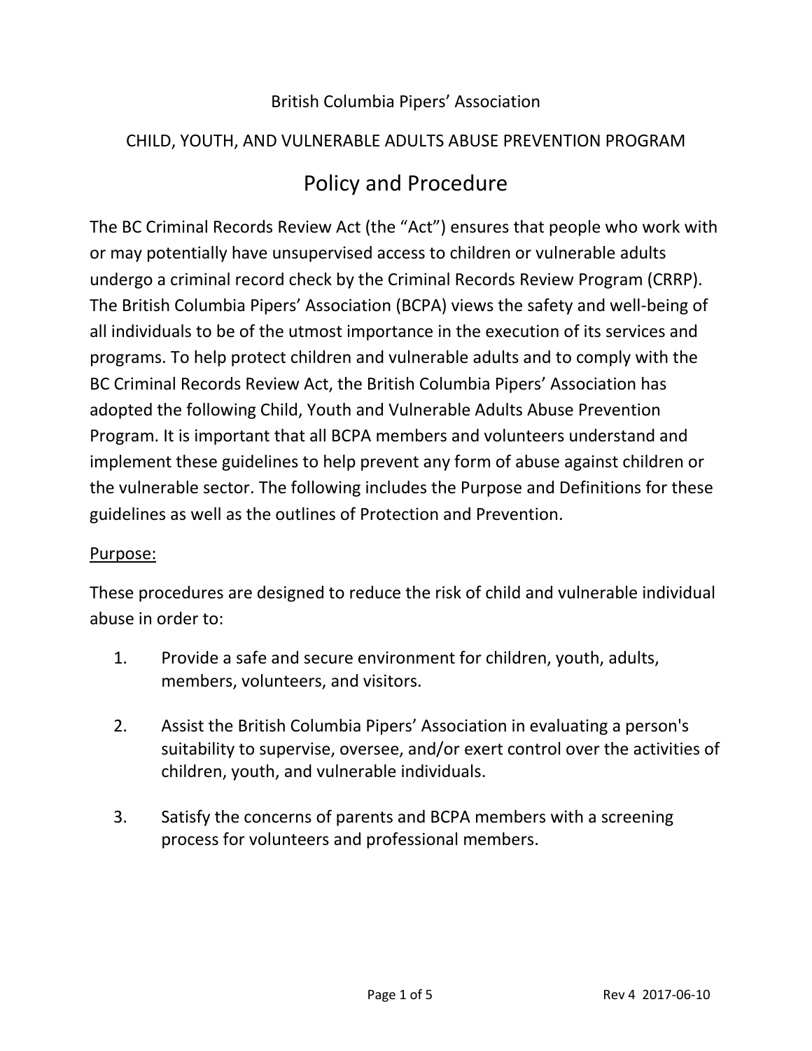British Columbia Pipers' Association

CHILD, YOUTH, AND VULNERABLE ADULTS ABUSE PREVENTION PROGRAM

# Policy and Procedure

The BC Criminal Records Review Act (the "Act") ensures that people who work with or may potentially have unsupervised access to children or vulnerable adults undergo a criminal record check by the Criminal Records Review Program (CRRP). The British Columbia Pipers' Association (BCPA) views the safety and well-being of all individuals to be of the utmost importance in the execution of its services and programs. To help protect children and vulnerable adults and to comply with the BC Criminal Records Review Act, the British Columbia Pipers' Association has adopted the following Child, Youth and Vulnerable Adults Abuse Prevention Program. It is important that all BCPA members and volunteers understand and implement these guidelines to help prevent any form of abuse against children or the vulnerable sector. The following includes the Purpose and Definitions for these guidelines as well as the outlines of Protection and Prevention.

<u>Purpose:</u>

These procedures are designed to reduce the risk of child and vulnerable individual abuse in order to:

1. Provide a safe and secure environment for children, youth, adults, members, volunteers, and visitors.

2. Assist the British Columbia Pipers' Association in evaluating a person's suitability to supervise, oversee, and/or exert control over the activities of children, youth, and vulnerable individuals.

3. Satisfy the concerns of parents and BCPA members with a screening process for volunteers and professional members.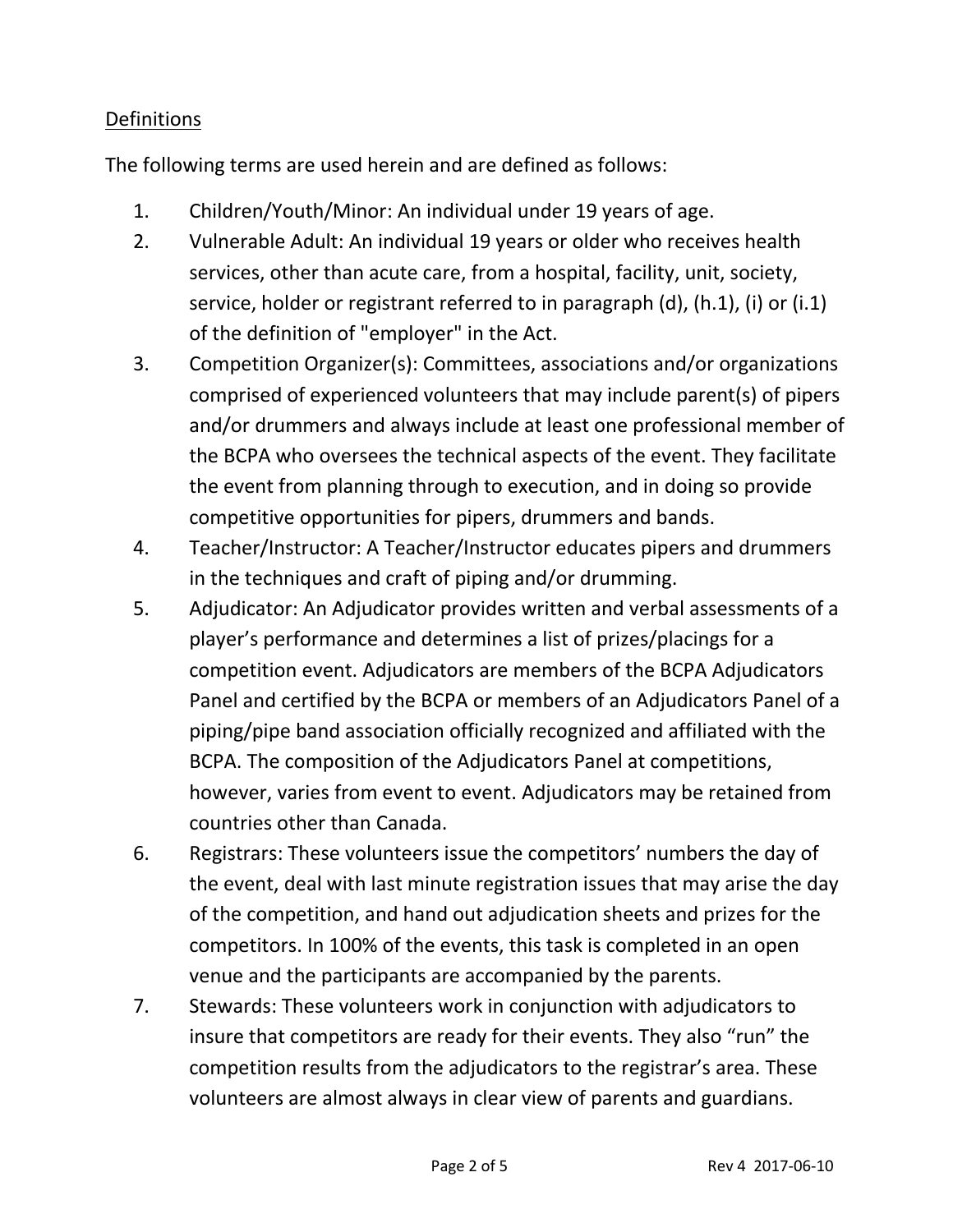Definitions

The following terms are used herein and are defined as follows:

1. Children/Youth/Minor: An individual under 19 years of age.
2. Vulnerable Adult: An individual 19 years or older who receives health services, other than acute care, from a hospital, facility, unit, society, service, holder or registrant referred to in paragraph (d), (h.1), (i) or (i.1) of the definition of "employer" in the Act.
3. Competition Organizer(s): Committees, associations and/or organizations comprised of experienced volunteers that may include parent(s) of pipers and/or drummers and always include at least one professional member of the BCPA who oversees the technical aspects of the event. They facilitate the event from planning through to execution, and in doing so provide competitive opportunities for pipers, drummers and bands.
4. Teacher/Instructor: A Teacher/Instructor educates pipers and drummers in the techniques and craft of piping and/or drumming.
5. Adjudicator: An Adjudicator provides written and verbal assessments of a player's performance and determines a list of prizes/placings for a competition event. Adjudicators are members of the BCPA Adjudicators Panel and certified by the BCPA or members of an Adjudicators Panel of a piping/pipe band association officially recognized and affiliated with the BCPA. The composition of the Adjudicators Panel at competitions, however, varies from event to event. Adjudicators may be retained from countries other than Canada.
6. Registrars: These volunteers issue the competitors' numbers the day of the event, deal with last minute registration issues that may arise the day of the competition, and hand out adjudication sheets and prizes for the competitors. In 100% of the events, this task is completed in an open venue and the participants are accompanied by the parents.
7. Stewards: These volunteers work in conjunction with adjudicators to insure that competitors are ready for their events. They also "run" the competition results from the adjudicators to the registrar's area. These volunteers are almost always in clear view of parents and guardians.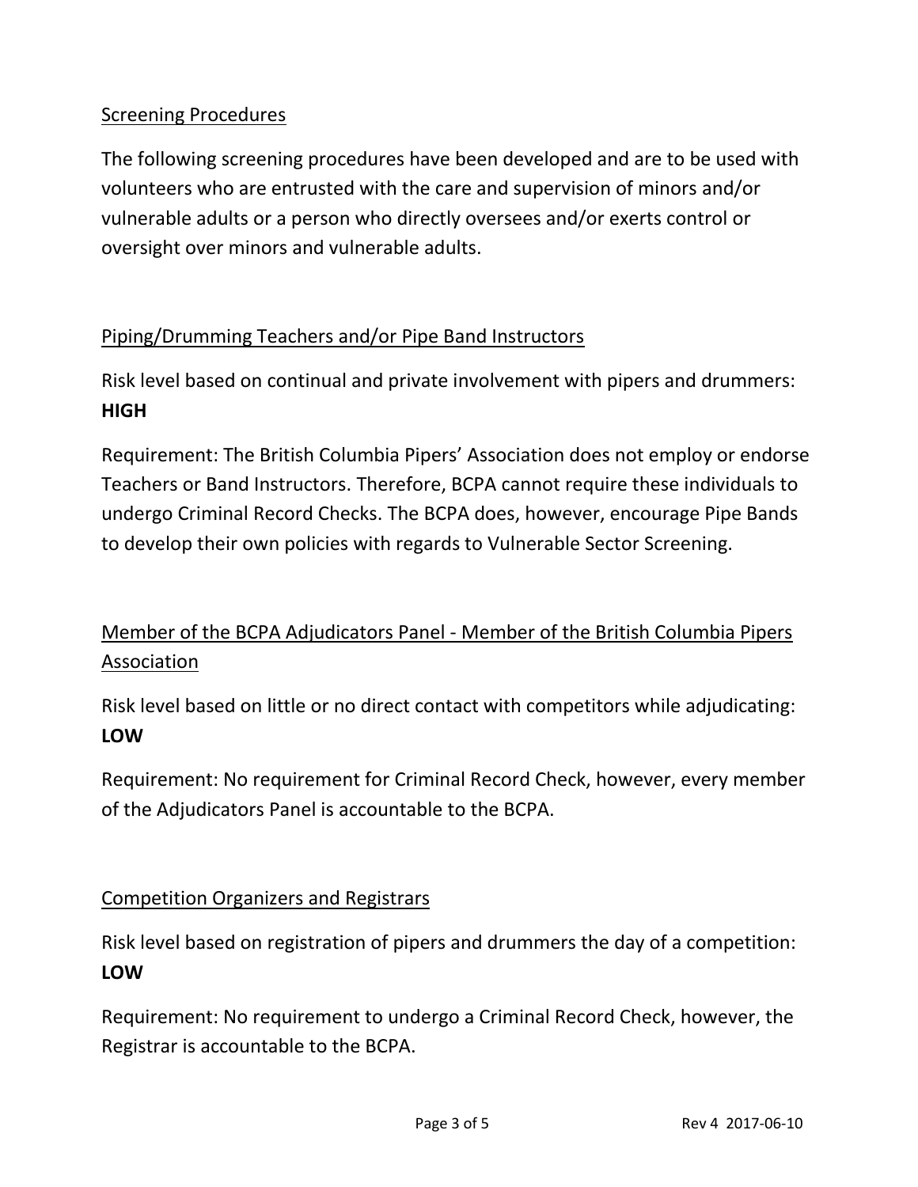## Screening Procedures

The following screening procedures have been developed and are to be used with volunteers who are entrusted with the care and supervision of minors and/or vulnerable adults or a person who directly oversees and/or exerts control or oversight over minors and vulnerable adults.

## Piping/Drumming Teachers and/or Pipe Band Instructors

Risk level based on continual and private involvement with pipers and drummers: **HIGH**

Requirement: The British Columbia Pipers' Association does not employ or endorse Teachers or Band Instructors. Therefore, BCPA cannot require these individuals to undergo Criminal Record Checks. The BCPA does, however, encourage Pipe Bands to develop their own policies with regards to Vulnerable Sector Screening.

## Member of the BCPA Adjudicators Panel - Member of the British Columbia Pipers Association

Risk level based on little or no direct contact with competitors while adjudicating: **LOW**

Requirement: No requirement for Criminal Record Check, however, every member of the Adjudicators Panel is accountable to the BCPA.

## Competition Organizers and Registrars

Risk level based on registration of pipers and drummers the day of a competition: **LOW**

Requirement: No requirement to undergo a Criminal Record Check, however, the Registrar is accountable to the BCPA.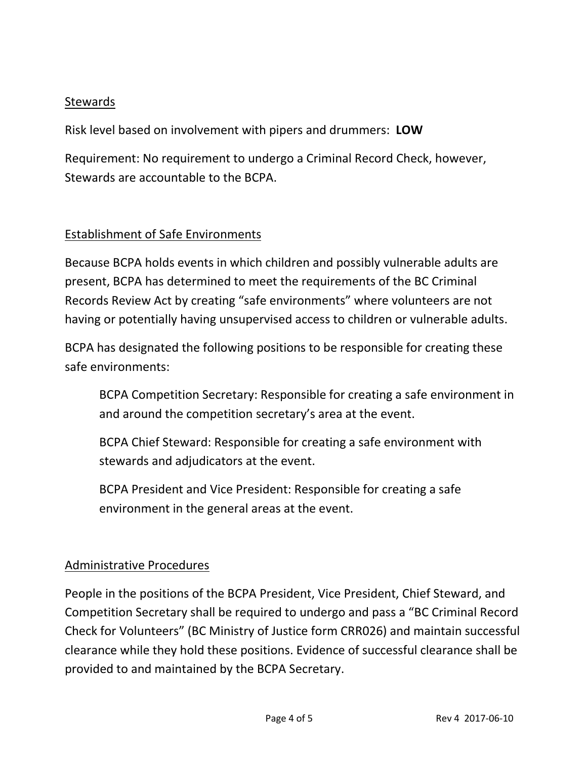## Stewards

Risk level based on involvement with pipers and drummers: **LOW**

Requirement: No requirement to undergo a Criminal Record Check, however, Stewards are accountable to the BCPA.

## Establishment of Safe Environments

Because BCPA holds events in which children and possibly vulnerable adults are present, BCPA has determined to meet the requirements of the BC Criminal Records Review Act by creating "safe environments" where volunteers are not having or potentially having unsupervised access to children or vulnerable adults.

BCPA has designated the following positions to be responsible for creating these safe environments:

> BCPA Competition Secretary: Responsible for creating a safe environment in and around the competition secretary's area at the event.
>
> BCPA Chief Steward: Responsible for creating a safe environment with stewards and adjudicators at the event.
>
> BCPA President and Vice President: Responsible for creating a safe environment in the general areas at the event.

## Administrative Procedures

People in the positions of the BCPA President, Vice President, Chief Steward, and Competition Secretary shall be required to undergo and pass a "BC Criminal Record Check for Volunteers" (BC Ministry of Justice form CRR026) and maintain successful clearance while they hold these positions. Evidence of successful clearance shall be provided to and maintained by the BCPA Secretary.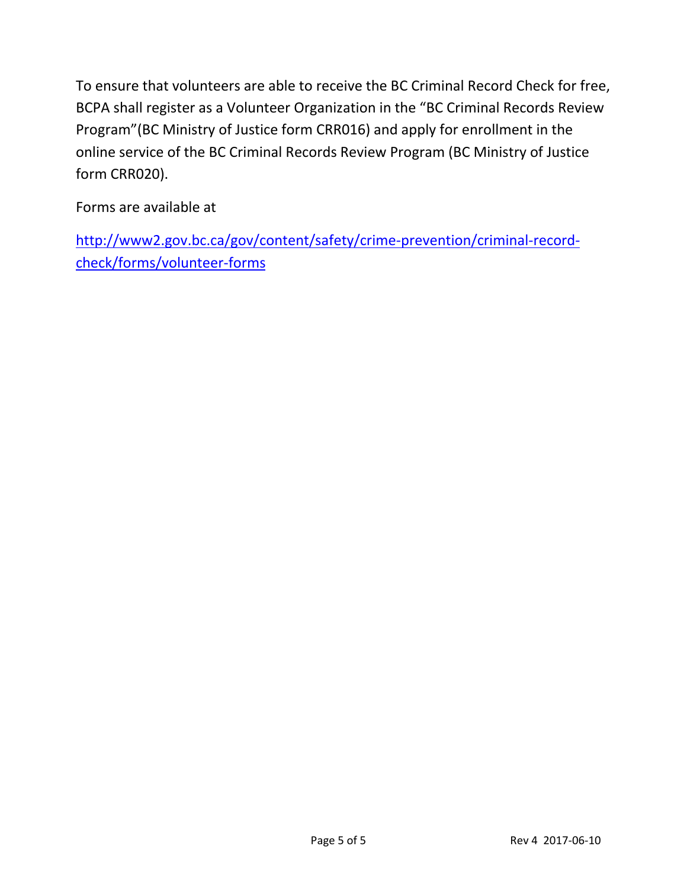To ensure that volunteers are able to receive the BC Criminal Record Check for free, BCPA shall register as a Volunteer Organization in the "BC Criminal Records Review Program"(BC Ministry of Justice form CRR016) and apply for enrollment in the online service of the BC Criminal Records Review Program (BC Ministry of Justice form CRR020).

Forms are available at

[http://www2.gov.bc.ca/gov/content/safety/crime-prevention/criminal-record-check/forms/volunteer-forms](http://www2.gov.bc.ca/gov/content/safety/crime-prevention/criminal-record-check/forms/volunteer-forms)